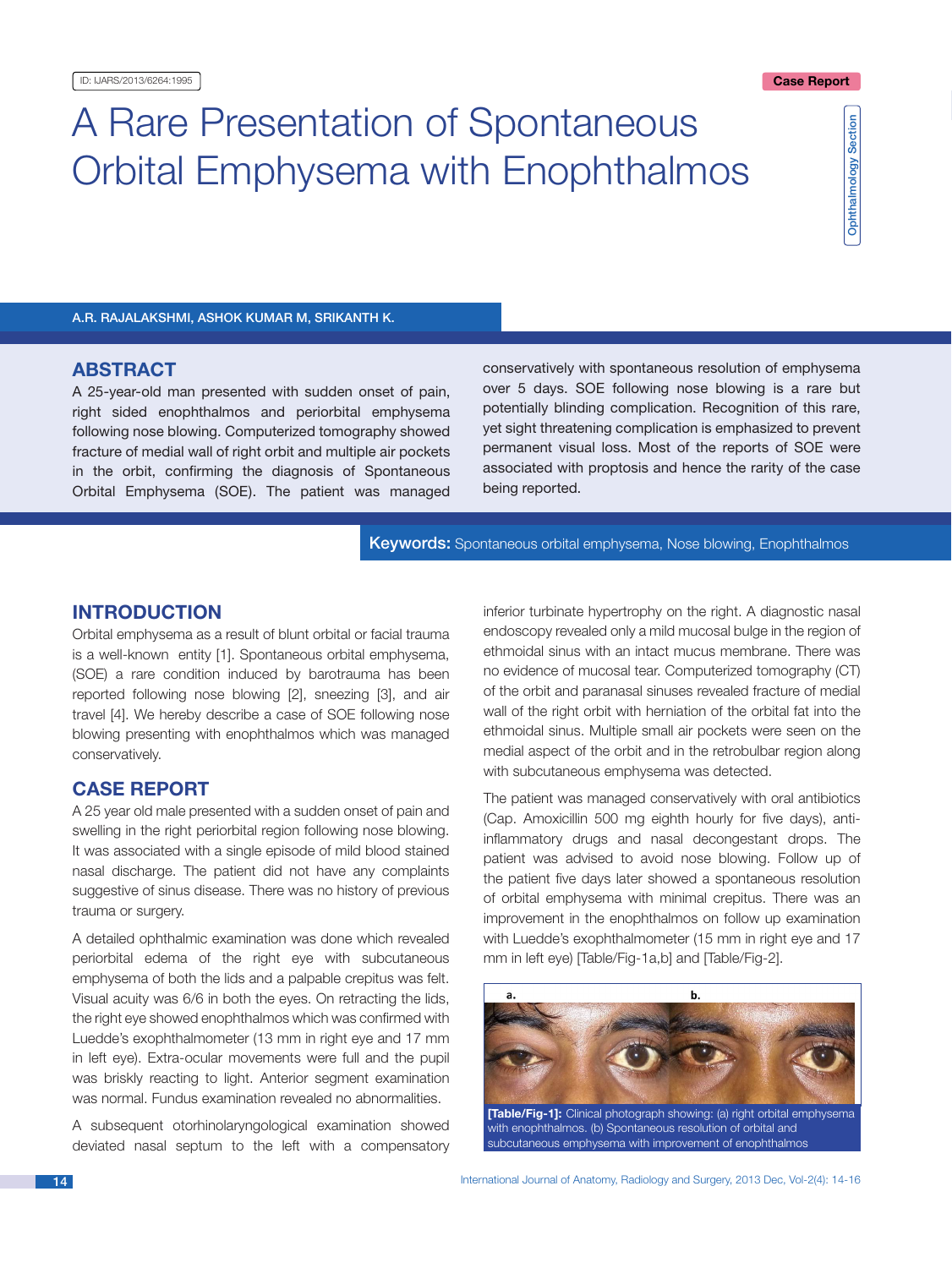ID: IJARS/2013/6264:1995

Case Report

Ophthalmology Section

# A Rare Presentation of Spontaneous Orbital Emphysema with Enophthalmos

A.R. RAJALAKSHMI, ASHOK KUMAR M, SRIKANTH K.

## ABSTRACT

A 25-year-old man presented with sudden onset of pain, right sided enophthalmos and periorbital emphysema following nose blowing. Computerized tomography showed fracture of medial wall of right orbit and multiple air pockets in the orbit, confirming the diagnosis of Spontaneous Orbital Emphysema (SOE). The patient was managed conservatively with spontaneous resolution of emphysema over 5 days. SOE following nose blowing is a rare but potentially blinding complication. Recognition of this rare, yet sight threatening complication is emphasized to prevent permanent visual loss. Most of the reports of SOE were associated with proptosis and hence the rarity of the case being reported.

**Keywords:** Spontaneous orbital emphysema, Nose blowing, Enophthalmos

## INTRODUCTION

Orbital emphysema as a result of blunt orbital or facial trauma is a well-known entity [1]. Spontaneous orbital emphysema, (SOE) a rare condition induced by barotrauma has been reported following nose blowing [2], sneezing [3], and air travel [4]. We hereby describe a case of SOE following nose blowing presenting with enophthalmos which was managed conservatively.

## CASE REPORT

A 25 year old male presented with a sudden onset of pain and swelling in the right periorbital region following nose blowing. It was associated with a single episode of mild blood stained nasal discharge. The patient did not have any complaints suggestive of sinus disease. There was no history of previous trauma or surgery.

A detailed ophthalmic examination was done which revealed periorbital edema of the right eye with subcutaneous emphysema of both the lids and a palpable crepitus was felt. Visual acuity was 6/6 in both the eyes. On retracting the lids, the right eye showed enophthalmos which was confirmed with Luedde's exophthalmometer (13 mm in right eye and 17 mm in left eye). Extra-ocular movements were full and the pupil was briskly reacting to light. Anterior segment examination was normal. Fundus examination revealed no abnormalities.

A subsequent otorhinolaryngological examination showed deviated nasal septum to the left with a compensatory inferior turbinate hypertrophy on the right. A diagnostic nasal endoscopy revealed only a mild mucosal bulge in the region of ethmoidal sinus with an intact mucus membrane. There was no evidence of mucosal tear. Computerized tomography (CT) of the orbit and paranasal sinuses revealed fracture of medial wall of the right orbit with herniation of the orbital fat into the ethmoidal sinus. Multiple small air pockets were seen on the medial aspect of the orbit and in the retrobulbar region along with subcutaneous emphysema was detected.

The patient was managed conservatively with oral antibiotics (Cap. Amoxicillin 500 mg eighth hourly for five days), anti-inflammatory drugs and nasal decongestant drops. The patient was advised to avoid nose blowing. Follow up of the patient five days later showed a spontaneous resolution of orbital emphysema with minimal crepitus. There was an improvement in the enophthalmos on follow up examination with Luedde's exophthalmometer (15 mm in right eye and 17 mm in left eye) [Table/Fig-1a,b] and [Table/Fig-2].

**[Table/Fig-1]:** Clinical photograph showing: (a) right orbital emphysema with enophthalmos. (b) Spontaneous resolution of orbital and subcutaneous emphysema with improvement of enophthalmos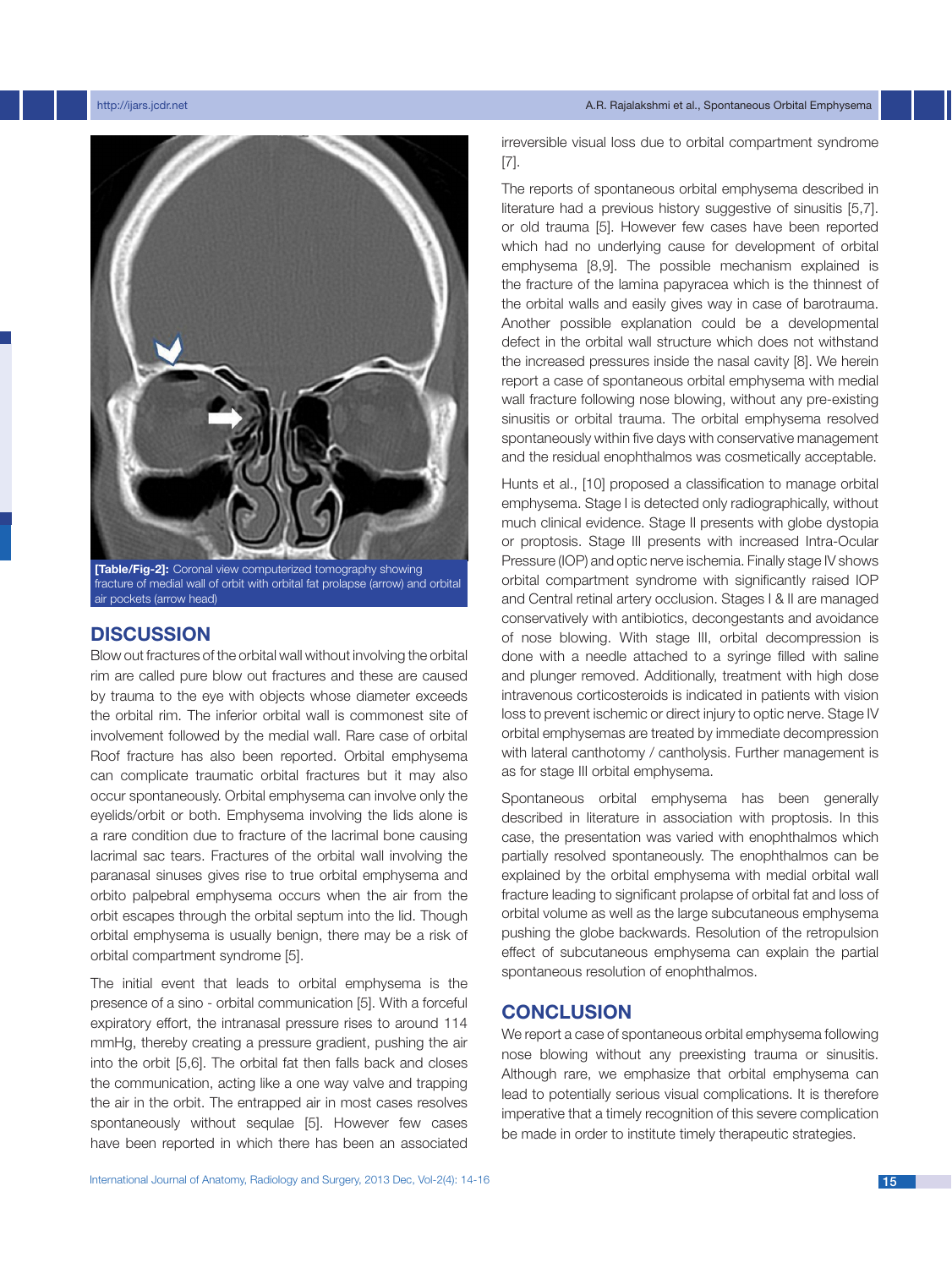[Table/Fig-2]: Coronal view computerized tomography showing fracture of medial wall of orbit with orbital fat prolapse (arrow) and orbital air pockets (arrow head)

## DISCUSSION

Blow out fractures of the orbital wall without involving the orbital rim are called pure blow out fractures and these are caused by trauma to the eye with objects whose diameter exceeds the orbital rim. The inferior orbital wall is commonest site of involvement followed by the medial wall. Rare case of orbital Roof fracture has also been reported. Orbital emphysema can complicate traumatic orbital fractures but it may also occur spontaneously. Orbital emphysema can involve only the eyelids/orbit or both. Emphysema involving the lids alone is a rare condition due to fracture of the lacrimal bone causing lacrimal sac tears. Fractures of the orbital wall involving the paranasal sinuses gives rise to true orbital emphysema and orbito palpebral emphysema occurs when the air from the orbit escapes through the orbital septum into the lid. Though orbital emphysema is usually benign, there may be a risk of orbital compartment syndrome [5].

The initial event that leads to orbital emphysema is the presence of a sino - orbital communication [5]. With a forceful expiratory effort, the intranasal pressure rises to around 114 mmHg, thereby creating a pressure gradient, pushing the air into the orbit [5,6]. The orbital fat then falls back and closes the communication, acting like a one way valve and trapping the air in the orbit. The entrapped air in most cases resolves spontaneously without sequlae [5]. However few cases have been reported in which there has been an associated irreversible visual loss due to orbital compartment syndrome [7].

The reports of spontaneous orbital emphysema described in literature had a previous history suggestive of sinusitis [5,7]. or old trauma [5]. However few cases have been reported which had no underlying cause for development of orbital emphysema [8,9]. The possible mechanism explained is the fracture of the lamina papyracea which is the thinnest of the orbital walls and easily gives way in case of barotrauma. Another possible explanation could be a developmental defect in the orbital wall structure which does not withstand the increased pressures inside the nasal cavity [8]. We herein report a case of spontaneous orbital emphysema with medial wall fracture following nose blowing, without any pre-existing sinusitis or orbital trauma. The orbital emphysema resolved spontaneously within five days with conservative management and the residual enophthalmos was cosmetically acceptable.

Hunts et al., [10] proposed a classification to manage orbital emphysema. Stage I is detected only radiographically, without much clinical evidence. Stage II presents with globe dystopia or proptosis. Stage III presents with increased Intra-Ocular Pressure (IOP) and optic nerve ischemia. Finally stage IV shows orbital compartment syndrome with significantly raised IOP and Central retinal artery occlusion. Stages I & II are managed conservatively with antibiotics, decongestants and avoidance of nose blowing. With stage III, orbital decompression is done with a needle attached to a syringe filled with saline and plunger removed. Additionally, treatment with high dose intravenous corticosteroids is indicated in patients with vision loss to prevent ischemic or direct injury to optic nerve. Stage IV orbital emphysemas are treated by immediate decompression with lateral canthotomy / cantholysis. Further management is as for stage III orbital emphysema.

Spontaneous orbital emphysema has been generally described in literature in association with proptosis. In this case, the presentation was varied with enophthalmos which partially resolved spontaneously. The enophthalmos can be explained by the orbital emphysema with medial orbital wall fracture leading to significant prolapse of orbital fat and loss of orbital volume as well as the large subcutaneous emphysema pushing the globe backwards. Resolution of the retropulsion effect of subcutaneous emphysema can explain the partial spontaneous resolution of enophthalmos.

## CONCLUSION

We report a case of spontaneous orbital emphysema following nose blowing without any preexisting trauma or sinusitis. Although rare, we emphasize that orbital emphysema can lead to potentially serious visual complications. It is therefore imperative that a timely recognition of this severe complication be made in order to institute timely therapeutic strategies.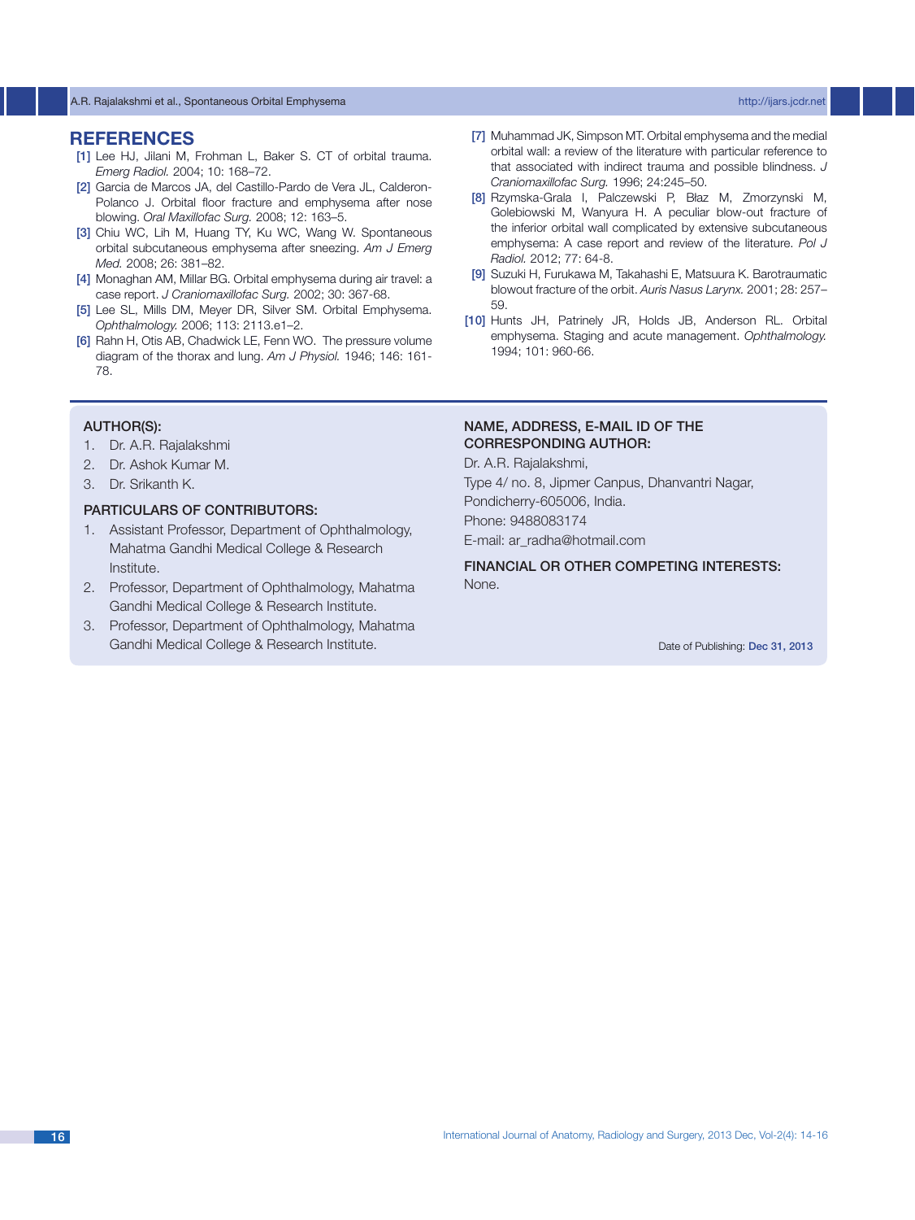## REFERENCES

[1] Lee HJ, Jilani M, Frohman L, Baker S. CT of orbital trauma. *Emerg Radiol.* 2004; 10: 168–72.

[2] Garcia de Marcos JA, del Castillo-Pardo de Vera JL, Calderon-Polanco J. Orbital floor fracture and emphysema after nose blowing. *Oral Maxillofac Surg.* 2008; 12: 163–5.

[3] Chiu WC, Lih M, Huang TY, Ku WC, Wang W. Spontaneous orbital subcutaneous emphysema after sneezing. *Am J Emerg Med.* 2008; 26: 381–82.

[4] Monaghan AM, Millar BG. Orbital emphysema during air travel: a case report. *J Craniomaxillofac Surg.* 2002; 30: 367-68.

[5] Lee SL, Mills DM, Meyer DR, Silver SM. Orbital Emphysema. *Ophthalmology.* 2006; 113: 2113.e1–2.

[6] Rahn H, Otis AB, Chadwick LE, Fenn WO. The pressure volume diagram of the thorax and lung. *Am J Physiol.* 1946; 146: 161-78.

[7] Muhammad JK, Simpson MT. Orbital emphysema and the medial orbital wall: a review of the literature with particular reference to that associated with indirect trauma and possible blindness. *J Craniomaxillofac Surg.* 1996; 24:245–50.

[8] Rzymska-Grala I, Palczewski P, Błaz M, Zmorzynski M, Golebiowski M, Wanyura H. A peculiar blow-out fracture of the inferior orbital wall complicated by extensive subcutaneous emphysema: A case report and review of the literature. *Pol J Radiol.* 2012; 77: 64-8.

[9] Suzuki H, Furukawa M, Takahashi E, Matsuura K. Barotraumatic blowout fracture of the orbit. *Auris Nasus Larynx.* 2001; 28: 257–59.

[10] Hunts JH, Patrinely JR, Holds JB, Anderson RL. Orbital emphysema. Staging and acute management. *Ophthalmology.* 1994; 101: 960-66.

---

**AUTHOR(S):**

1. Dr. A.R. Rajalakshmi
2. Dr. Ashok Kumar M.
3. Dr. Srikanth K.

**PARTICULARS OF CONTRIBUTORS:**

1. Assistant Professor, Department of Ophthalmology, Mahatma Gandhi Medical College & Research Institute.
2. Professor, Department of Ophthalmology, Mahatma Gandhi Medical College & Research Institute.
3. Professor, Department of Ophthalmology, Mahatma Gandhi Medical College & Research Institute.

**NAME, ADDRESS, E-MAIL ID OF THE CORRESPONDING AUTHOR:**

Dr. A.R. Rajalakshmi,
Type 4/ no. 8, Jipmer Canpus, Dhanvantri Nagar,
Pondicherry-605006, India.
Phone: 9488083174
E-mail: ar_radha@hotmail.com

**FINANCIAL OR OTHER COMPETING INTERESTS:**
None.

Date of Publishing: Dec 31, 2013